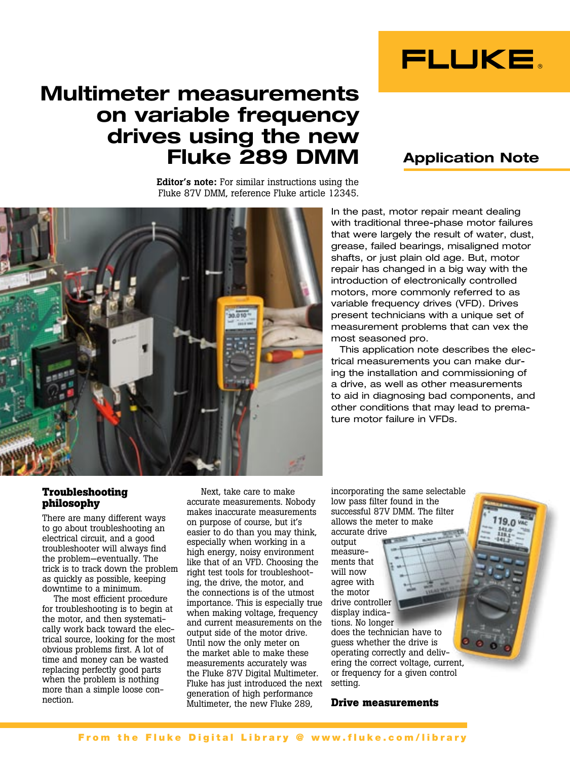# Multimeter measurements on variable frequency drives using the new Fluke 289 DMM

## Application Note

**Editor's note:** For similar instructions using the Fluke 87V DMM, reference Fluke article 12345.

In the past, motor repair meant dealing with traditional three-phase motor failures that were largely the result of water, dust, grease, failed bearings, misaligned motor shafts, or just plain old age. But, motor repair has changed in a big way with the introduction of electronically controlled motors, more commonly referred to as variable frequency drives (VFD). Drives present technicians with a unique set of measurement problems that can vex the most seasoned pro.

This application note describes the electrical measurements you can make during the installation and commissioning of a drive, as well as other measurements to aid in diagnosing bad components, and other conditions that may lead to premature motor failure in VFDs.

### Troubleshooting philosophy

There are many different ways to go about troubleshooting an electrical circuit, and a good troubleshooter will always find the problem—eventually. The trick is to track down the problem as quickly as possible, keeping downtime to a minimum.

The most efficient procedure for troubleshooting is to begin at the motor, and then systematically work back toward the electrical source, looking for the most obvious problems first. A lot of time and money can be wasted replacing perfectly good parts when the problem is nothing more than a simple loose connection.

Next, take care to make accurate measurements. Nobody makes inaccurate measurements on purpose of course, but it's easier to do than you may think, especially when working in a high energy, noisy environment like that of an VFD. Choosing the right test tools for troubleshooting, the drive, the motor, and the connections is of the utmost importance. This is especially true when making voltage, frequency and current measurements on the output side of the motor drive. Until now the only meter on the market able to make these measurements accurately was the Fluke 87V Digital Multimeter. Fluke has just introduced the next generation of high performance Multimeter, the new Fluke 289, incorporating the same selectable low pass filter found in the successful 87V DMM. The filter allows the meter to make accurate drive output measurements that will now agree with the motor drive controller display indications. No longer does the technician have to guess whether the drive is operating correctly and delivering the correct voltage, current, or frequency for a given control setting.

### Drive measurements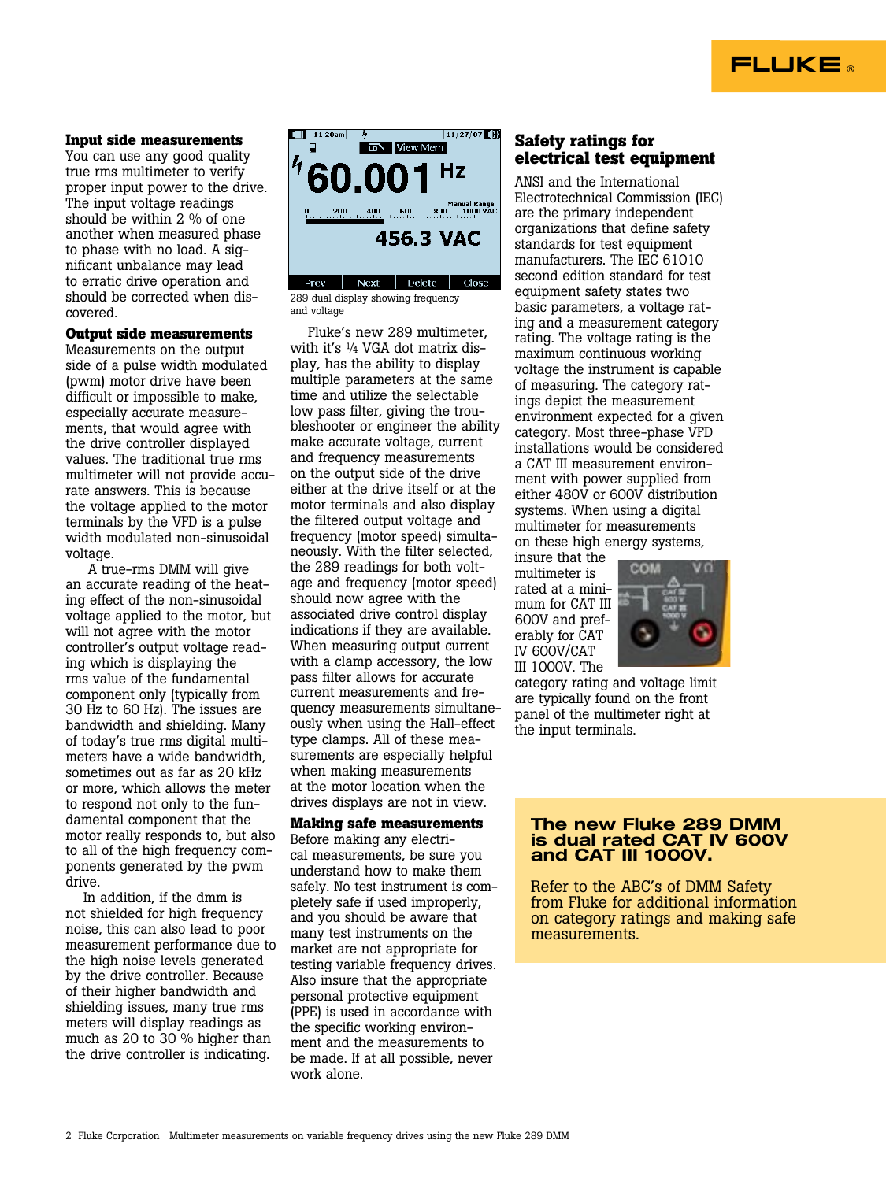## Input side measurements

You can use any good quality true rms multimeter to verify proper input power to the drive. The input voltage readings should be within 2 % of one another when measured phase to phase with no load. A significant unbalance may lead to erratic drive operation and should be corrected when discovered.

## Output side measurements

Measurements on the output side of a pulse width modulated (pwm) motor drive have been difficult or impossible to make, especially accurate measurements, that would agree with the drive controller displayed values. The traditional true rms multimeter will not provide accurate answers. This is because the voltage applied to the motor terminals by the VFD is a pulse width modulated non-sinusoidal voltage.

A true-rms DMM will give an accurate reading of the heating effect of the non-sinusoidal voltage applied to the motor, but will not agree with the motor controller's output voltage reading which is displaying the rms value of the fundamental component only (typically from 30 Hz to 60 Hz). The issues are bandwidth and shielding. Many of today's true rms digital multimeters have a wide bandwidth, sometimes out as far as 20 kHz or more, which allows the meter to respond not only to the fundamental component that the motor really responds to, but also to all of the high frequency components generated by the pwm drive.

In addition, if the dmm is not shielded for high frequency noise, this can also lead to poor measurement performance due to the high noise levels generated by the drive controller. Because of their higher bandwidth and shielding issues, many true rms meters will display readings as much as 20 to 30 % higher than the drive controller is indicating.

289 dual display showing frequency and voltage

Fluke's new 289 multimeter, with it's ¼ VGA dot matrix display, has the ability to display multiple parameters at the same time and utilize the selectable low pass filter, giving the troubleshooter or engineer the ability make accurate voltage, current and frequency measurements on the output side of the drive either at the drive itself or at the motor terminals and also display the filtered output voltage and frequency (motor speed) simultaneously. With the filter selected, the 289 readings for both voltage and frequency (motor speed) should now agree with the associated drive control display indications if they are available. When measuring output current with a clamp accessory, the low pass filter allows for accurate current measurements and frequency measurements simultaneously when using the Hall-effect type clamps. All of these measurements are especially helpful when making measurements at the motor location when the drives displays are not in view.

## Making safe measurements

Before making any electrical measurements, be sure you understand how to make them safely. No test instrument is completely safe if used improperly, and you should be aware that many test instruments on the market are not appropriate for testing variable frequency drives. Also insure that the appropriate personal protective equipment (PPE) is used in accordance with the specific working environment and the measurements to be made. If at all possible, never work alone.

## Safety ratings for electrical test equipment

ANSI and the International Electrotechnical Commission (IEC) are the primary independent organizations that define safety standards for test equipment manufacturers. The IEC 61010 second edition standard for test equipment safety states two basic parameters, a voltage rating and a measurement category rating. The voltage rating is the maximum continuous working voltage the instrument is capable of measuring. The category ratings depict the measurement environment expected for a given category. Most three-phase VFD installations would be considered a CAT III measurement environment with power supplied from either 480V or 600V distribution systems. When using a digital multimeter for measurements on these high energy systems, insure that the multimeter is rated at a minimum for CAT III 600V and preferably for CAT IV 600V/CAT III 1000V. The category rating and voltage limit are typically found on the front panel of the multimeter right at the input terminals.

**The new Fluke 289 DMM is dual rated CAT IV 600V and CAT III 1000V.**

Refer to the ABC's of DMM Safety from Fluke for additional information on category ratings and making safe measurements.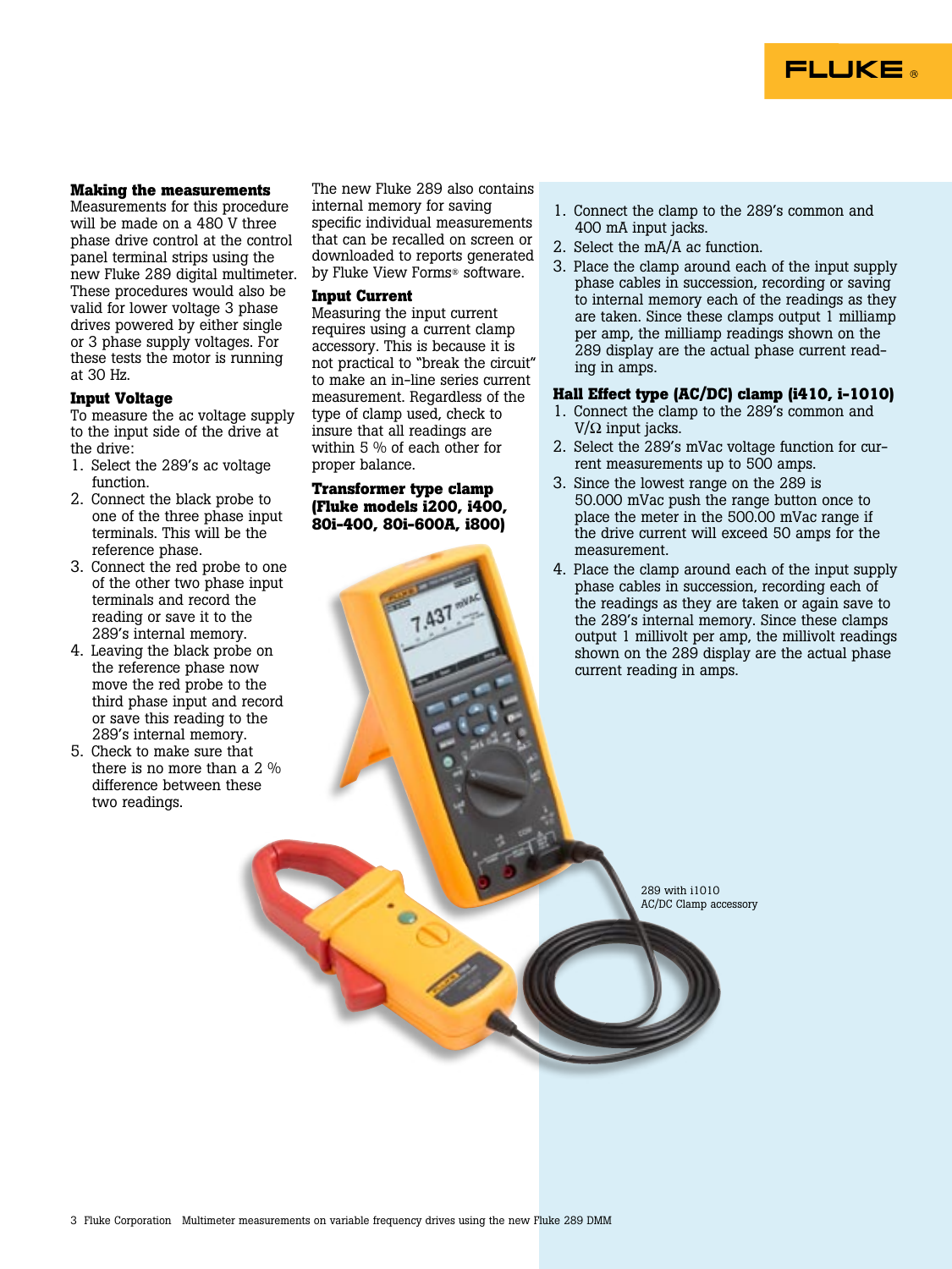## Making the measurements

Measurements for this procedure will be made on a 480 V three phase drive control at the control panel terminal strips using the new Fluke 289 digital multimeter. These procedures would also be valid for lower voltage 3 phase drives powered by either single or 3 phase supply voltages. For these tests the motor is running at 30 Hz.

### Input Voltage

To measure the ac voltage supply to the input side of the drive at the drive:

1. Select the 289's ac voltage function.
2. Connect the black probe to one of the three phase input terminals. This will be the reference phase.
3. Connect the red probe to one of the other two phase input terminals and record the reading or save it to the 289's internal memory.
4. Leaving the black probe on the reference phase now move the red probe to the third phase input and record or save this reading to the 289's internal memory.
5. Check to make sure that there is no more than a 2 % difference between these two readings.

The new Fluke 289 also contains internal memory for saving specific individual measurements that can be recalled on screen or downloaded to reports generated by Fluke View Forms® software.

### Input Current

Measuring the input current requires using a current clamp accessory. This is because it is not practical to "break the circuit" to make an in-line series current measurement. Regardless of the type of clamp used, check to insure that all readings are within 5 % of each other for proper balance.

### Transformer type clamp (Fluke models i200, i400, 80i-400, 80i-600A, i800)

1. Connect the clamp to the 289's common and 400 mA input jacks.
2. Select the mA/A ac function.
3. Place the clamp around each of the input supply phase cables in succession, recording or saving to internal memory each of the readings as they are taken. Since these clamps output 1 milliamp per amp, the milliamp readings shown on the 289 display are the actual phase current reading in amps.

### Hall Effect type (AC/DC) clamp (i410, i-1010)

1. Connect the clamp to the 289's common and V/Ω input jacks.
2. Select the 289's mVac voltage function for current measurements up to 500 amps.
3. Since the lowest range on the 289 is 50.000 mVac push the range button once to place the meter in the 500.00 mVac range if the drive current will exceed 50 amps for the measurement.
4. Place the clamp around each of the input supply phase cables in succession, recording each of the readings as they are taken or again save to the 289's internal memory. Since these clamps output 1 millivolt per amp, the millivolt readings shown on the 289 display are the actual phase current reading in amps.

289 with i1010 AC/DC Clamp accessory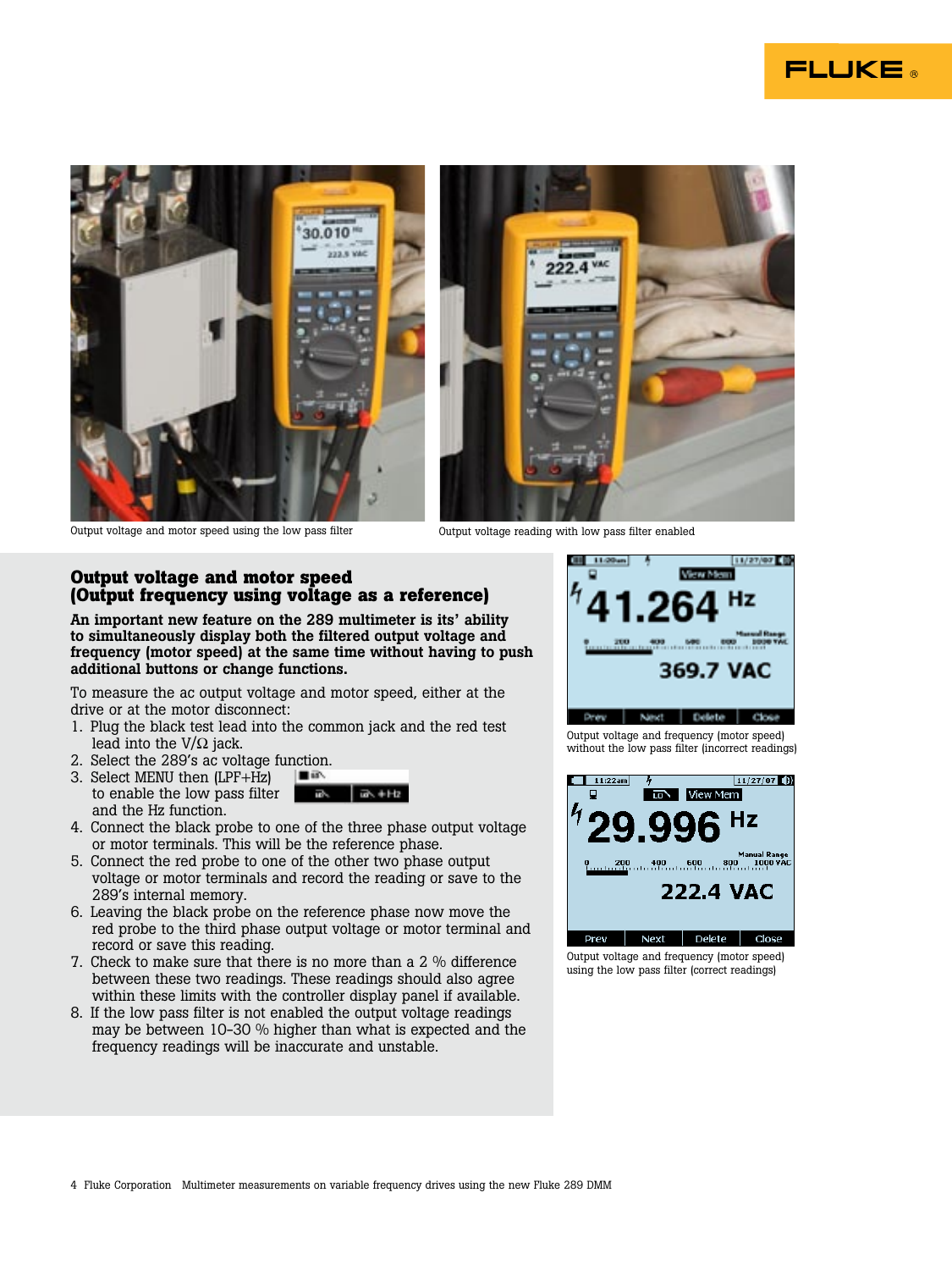Output voltage and motor speed using the low pass filter

Output voltage reading with low pass filter enabled

## Output voltage and motor speed (Output frequency using voltage as a reference)

**An important new feature on the 289 multimeter is its' ability to simultaneously display both the filtered output voltage and frequency (motor speed) at the same time without having to push additional buttons or change functions.**

To measure the ac output voltage and motor speed, either at the drive or at the motor disconnect:

1. Plug the black test lead into the common jack and the red test lead into the V/Ω jack.
2. Select the 289's ac voltage function.
3. Select MENU then (LPF+Hz) to enable the low pass filter and the Hz function.
4. Connect the black probe to one of the three phase output voltage or motor terminals. This will be the reference phase.
5. Connect the red probe to one of the other two phase output voltage or motor terminals and record the reading or save to the 289's internal memory.
6. Leaving the black probe on the reference phase now move the red probe to the third phase output voltage or motor terminal and record or save this reading.
7. Check to make sure that there is no more than a 2 % difference between these two readings. These readings should also agree within these limits with the controller display panel if available.
8. If the low pass filter is not enabled the output voltage readings may be between 10-30 % higher than what is expected and the frequency readings will be inaccurate and unstable.

Output voltage and frequency (motor speed) without the low pass filter (incorrect readings)

Output voltage and frequency (motor speed) using the low pass filter (correct readings)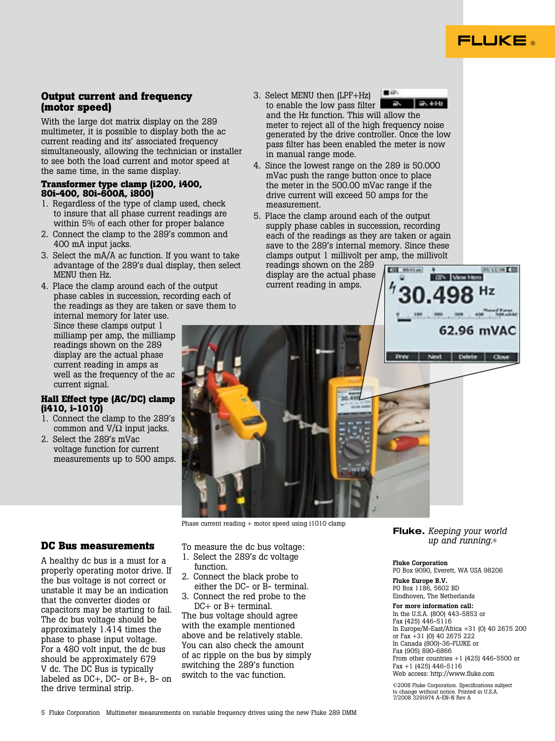## Output current and frequency (motor speed)

With the large dot matrix display on the 289 multimeter, it is possible to display both the ac current reading and its' associated frequency simultaneously, allowing the technician or installer to see both the load current and motor speed at the same time, in the same display.

### Transformer type clamp (i200, i400, 80i-400, 80i-600A, i800)

1. Regardless of the type of clamp used, check to insure that all phase current readings are within 5% of each other for proper balance
2. Connect the clamp to the 289's common and 400 mA input jacks.
3. Select the mA/A ac function. If you want to take advantage of the 289's dual display, then select MENU then Hz.
4. Place the clamp around each of the output phase cables in succession, recording each of the readings as they are taken or save them to internal memory for later use. Since these clamps output 1 milliamp per amp, the milliamp readings shown on the 289 display are the actual phase current reading in amps as well as the frequency of the ac current signal.

### Hall Effect type (AC/DC) clamp (i410, i-1010)

1. Connect the clamp to the 289's common and V/Ω input jacks.
2. Select the 289's mVac voltage function for current measurements up to 500 amps.
3. Select MENU then (LPF+Hz) to enable the low pass filter and the Hz function. This will allow the meter to reject all of the high frequency noise generated by the drive controller. Once the low pass filter has been enabled the meter is now in manual range mode.
4. Since the lowest range on the 289 is 50.000 mVac push the range button once to place the meter in the 500.00 mVac range if the drive current will exceed 50 amps for the measurement.
5. Place the clamp around each of the output supply phase cables in succession, recording each of the readings as they are taken or again save to the 289's internal memory. Since these clamps output 1 millivolt per amp, the millivolt readings shown on the 289 display are the actual phase current reading in amps.

Phase current reading + motor speed using i1010 clamp

## DC Bus measurements

A healthy dc bus is a must for a properly operating motor drive. If the bus voltage is not correct or unstable it may be an indication that the converter diodes or capacitors may be starting to fail. The dc bus voltage should be approximately 1.414 times the phase to phase input voltage. For a 480 volt input, the dc bus should be approximately 679 V dc. The DC Bus is typically labeled as DC+, DC– or B+, B– on the drive terminal strip.

To measure the dc bus voltage:

1. Select the 289's dc voltage function.
2. Connect the black probe to either the DC– or B– terminal.
3. Connect the red probe to the DC+ or B+ terminal.

The bus voltage should agree with the example mentioned above and be relatively stable. You can also check the amount of ac ripple on the bus by simply switching the 289's function switch to the vac function.

**Fluke.** *Keeping your world up and running.®*

**Fluke Corporation**
PO Box 9090, Everett, WA USA 98206

**Fluke Europe B.V.**
PO Box 1186, 5602 BD
Eindhoven, The Netherlands

**For more information call:**
In the U.S.A. (800) 443-5853 or
Fax (425) 446-5116
In Europe/M-East/Africa +31 (0) 40 2675 200
or Fax +31 (0) 40 2675 222
In Canada (800)-36-FLUKE or
Fax (905) 890-6866
From other countries +1 (425) 446-5500 or
Fax +1 (425) 446-5116
Web access: http://www.fluke.com

©2008 Fluke Corporation. Specifications subject to change without notice. Printed in U.S.A.
7/2008 3291974 A-EN-N Rev A